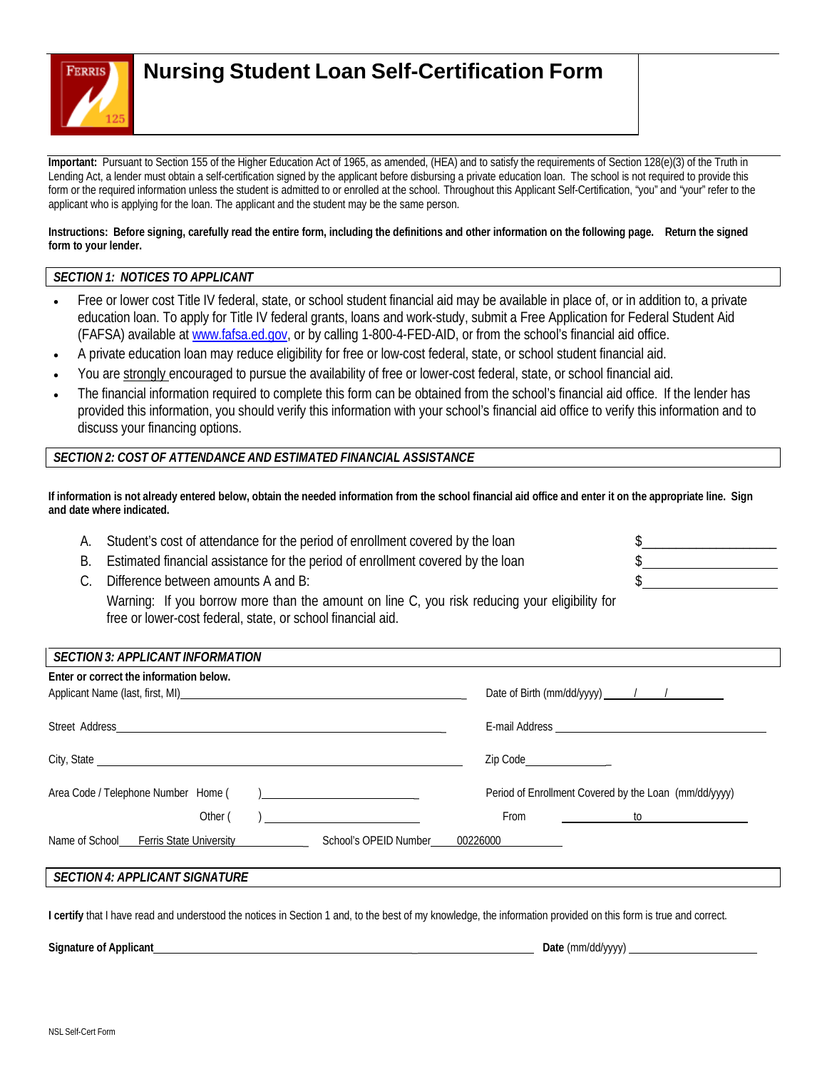# Nursing Student Loan Self-Certification Form

**Important:** Pursuant to Section 155 of the Higher Education Act of 1965, as amended, (HEA) and to satisfy the requirements of Section 128(e)(3) of the Truth in Lending Act, a lender must obtain a self-certification signed by the applicant before disbursing a private education loan. The school is not required to provide this form or the required information unless the student is admitted to or enrolled at the school. Throughout this Applicant Self-Certification, "you" and "your" refer to the applicant who is applying for the loan. The applicant and the student may be the same person.

**Instructions: Before signing, carefully read the entire form, including the definitions and other information on the following page. Return the signed form to your lender.**

## *SECTION 1: NOTICES TO APPLICANT*

- Free or lower cost Title IV federal, state, or school student financial aid may be available in place of, or in addition to, a private education loan. To apply for Title IV federal grants, loans and work-study, submit a Free Application for Federal Student Aid (FAFSA) available at www.fafsa.ed.gov, or by calling 1-800-4-FED-AID, or from the school's financial aid office.
- A private education loan may reduce eligibility for free or low-cost federal, state, or school student financial aid.
- You are strongly encouraged to pursue the availability of free or lower-cost federal, state, or school financial aid.
- The financial information required to complete this form can be obtained from the school's financial aid office. If the lender has provided this information, you should verify this information with your school's financial aid office to verify this information and to discuss your financing options.

## *SECTION 2: COST OF ATTENDANCE AND ESTIMATED FINANCIAL ASSISTANCE*

**If information is not already entered below, obtain the needed information from the school financial aid office and enter it on the appropriate line. Sign and date where indicated.**

A. Student's cost of attendance for the period of enrollment covered by the loan $____________________

B. Estimated financial assistance for the period of enrollment covered by the loan $____________________

C. Difference between amounts A and B: $____________________

Warning: If you borrow more than the amount on line C, you risk reducing your eligibility for free or lower-cost federal, state, or school financial aid.

## *SECTION 3: APPLICANT INFORMATION*

**Enter or correct the information below.**

Applicant Name (last, first, MI)________________________________________ Date of Birth (mm/dd/yyyy) _____/_____/__________

Street Address________________________________________ E-mail Address ________________________________________

City, State ________________________________________ Zip Code________________

Area Code / Telephone Number Home (      )__________________________ Period of Enrollment Covered by the Loan (mm/dd/yyyy)

Other (      ) __________________________ From ______________ to ______________

Name of School Ferris State University School's OPEID Number 00226000

## *SECTION 4: APPLICANT SIGNATURE*

**I certify** that I have read and understood the notices in Section 1 and, to the best of my knowledge, the information provided on this form is true and correct.

**Signature of Applicant**________________________________________ **Date** (mm/dd/yyyy) ______________________

NSL Self-Cert Form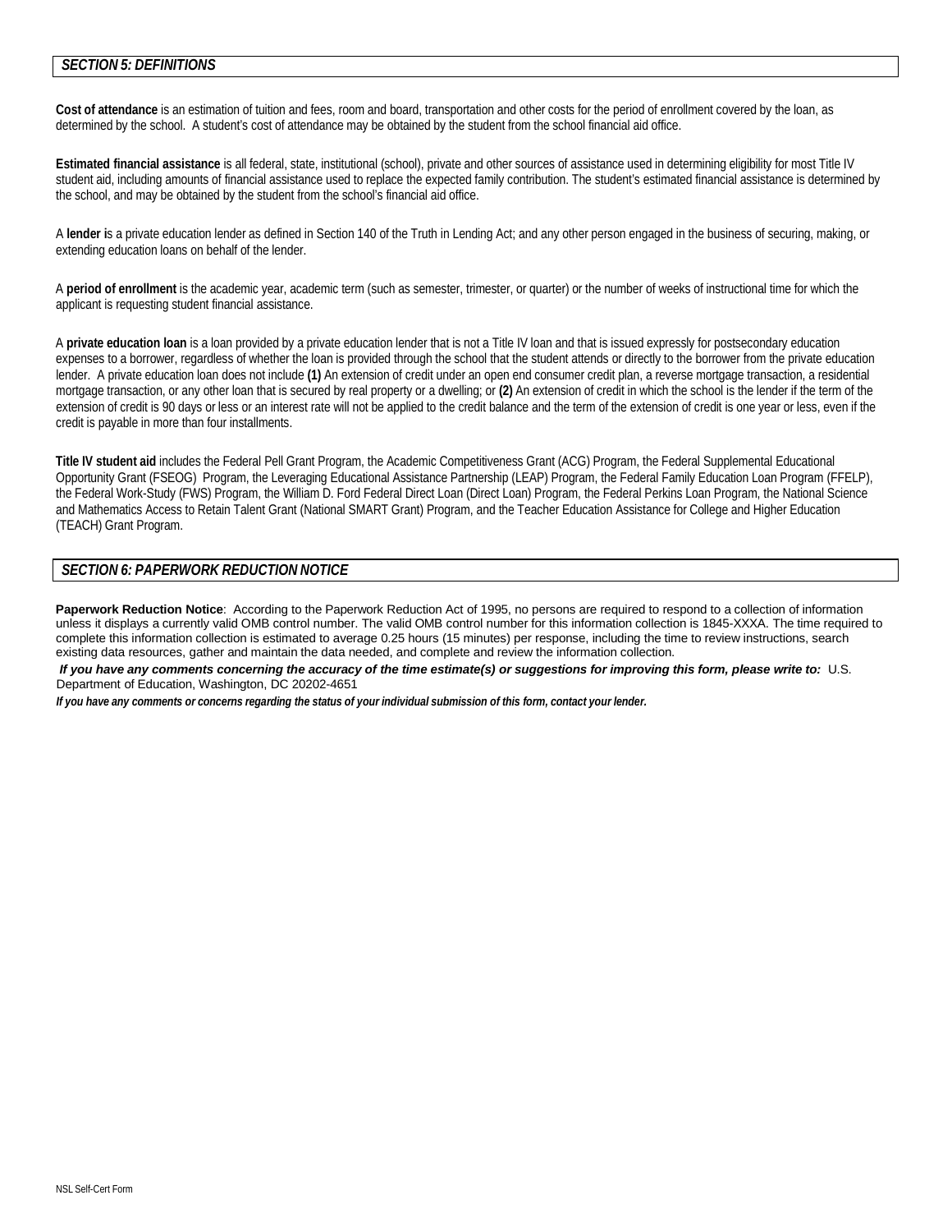## SECTION 5: DEFINITIONS

**Cost of attendance** is an estimation of tuition and fees, room and board, transportation and other costs for the period of enrollment covered by the loan, as determined by the school. A student's cost of attendance may be obtained by the student from the school financial aid office.

**Estimated financial assistance** is all federal, state, institutional (school), private and other sources of assistance used in determining eligibility for most Title IV student aid, including amounts of financial assistance used to replace the expected family contribution. The student's estimated financial assistance is determined by the school, and may be obtained by the student from the school's financial aid office.

A **lender i**s a private education lender as defined in Section 140 of the Truth in Lending Act; and any other person engaged in the business of securing, making, or extending education loans on behalf of the lender.

A **period of enrollment** is the academic year, academic term (such as semester, trimester, or quarter) or the number of weeks of instructional time for which the applicant is requesting student financial assistance.

A **private education loan** is a loan provided by a private education lender that is not a Title IV loan and that is issued expressly for postsecondary education expenses to a borrower, regardless of whether the loan is provided through the school that the student attends or directly to the borrower from the private education lender. A private education loan does not include **(1)** An extension of credit under an open end consumer credit plan, a reverse mortgage transaction, a residential mortgage transaction, or any other loan that is secured by real property or a dwelling; or **(2)** An extension of credit in which the school is the lender if the term of the extension of credit is 90 days or less or an interest rate will not be applied to the credit balance and the term of the extension of credit is one year or less, even if the credit is payable in more than four installments.

**Title IV student aid** includes the Federal Pell Grant Program, the Academic Competitiveness Grant (ACG) Program, the Federal Supplemental Educational Opportunity Grant (FSEOG) Program, the Leveraging Educational Assistance Partnership (LEAP) Program, the Federal Family Education Loan Program (FFELP), the Federal Work-Study (FWS) Program, the William D. Ford Federal Direct Loan (Direct Loan) Program, the Federal Perkins Loan Program, the National Science and Mathematics Access to Retain Talent Grant (National SMART Grant) Program, and the Teacher Education Assistance for College and Higher Education (TEACH) Grant Program.

## SECTION 6: PAPERWORK REDUCTION NOTICE

**Paperwork Reduction Notice**: According to the Paperwork Reduction Act of 1995, no persons are required to respond to a collection of information unless it displays a currently valid OMB control number. The valid OMB control number for this information collection is 1845-XXXA. The time required to complete this information collection is estimated to average 0.25 hours (15 minutes) per response, including the time to review instructions, search existing data resources, gather and maintain the data needed, and complete and review the information collection.

***If you have any comments concerning the accuracy of the time estimate(s) or suggestions for improving this form, please write to:*** U.S. Department of Education, Washington, DC 20202-4651

***If you have any comments or concerns regarding the status of your individual submission of this form, contact your lender.***